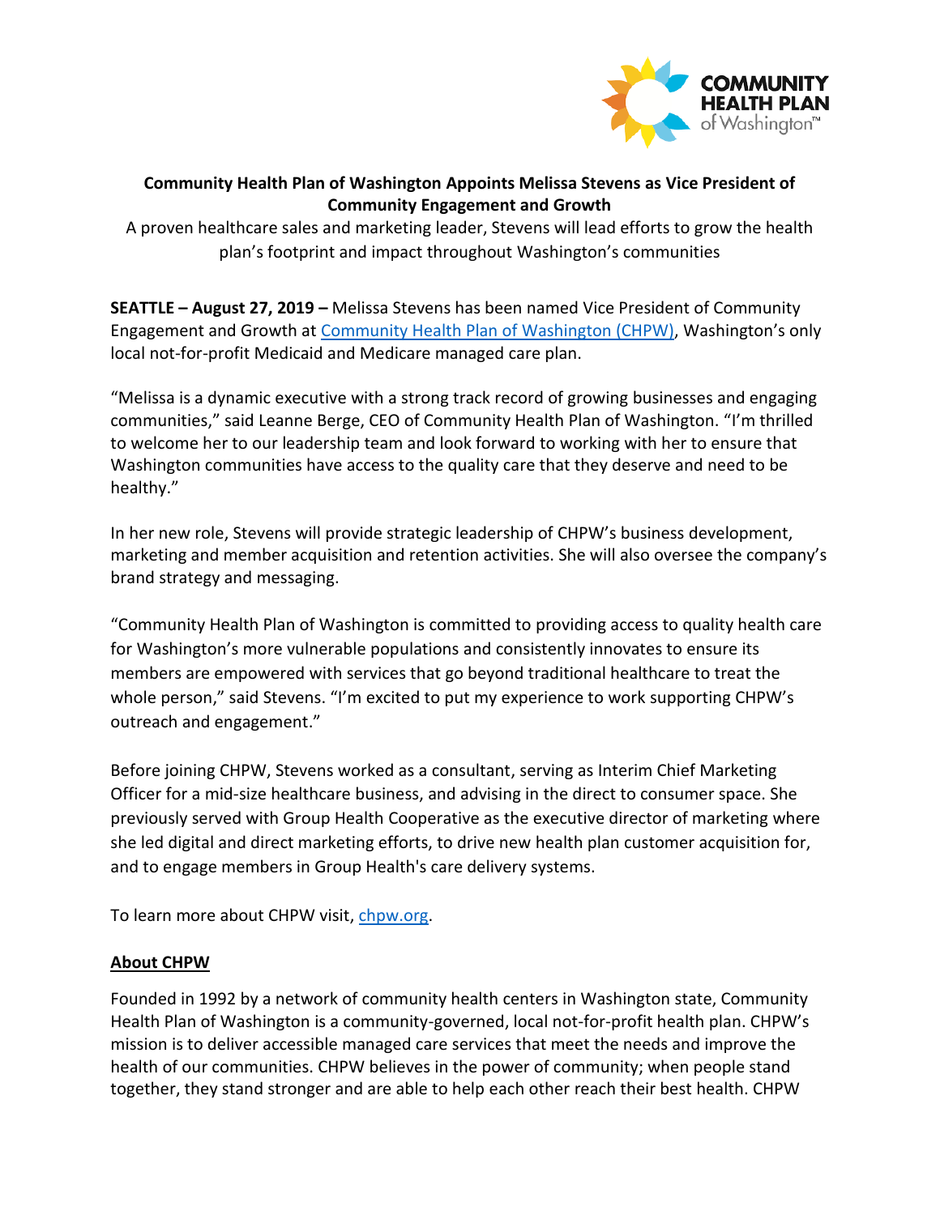**Community Health Plan of Washington Appoints Melissa Stevens as Vice President of Community Engagement and Growth**

A proven healthcare sales and marketing leader, Stevens will lead efforts to grow the health plan's footprint and impact throughout Washington's communities

**SEATTLE – August 27, 2019 –** Melissa Stevens has been named Vice President of Community Engagement and Growth at [Community Health Plan of Washington (CHPW)](), Washington's only local not-for-profit Medicaid and Medicare managed care plan.

"Melissa is a dynamic executive with a strong track record of growing businesses and engaging communities," said Leanne Berge, CEO of Community Health Plan of Washington. "I'm thrilled to welcome her to our leadership team and look forward to working with her to ensure that Washington communities have access to the quality care that they deserve and need to be healthy."

In her new role, Stevens will provide strategic leadership of CHPW's business development, marketing and member acquisition and retention activities. She will also oversee the company's brand strategy and messaging.

"Community Health Plan of Washington is committed to providing access to quality health care for Washington's more vulnerable populations and consistently innovates to ensure its members are empowered with services that go beyond traditional healthcare to treat the whole person," said Stevens. "I'm excited to put my experience to work supporting CHPW's outreach and engagement."

Before joining CHPW, Stevens worked as a consultant, serving as Interim Chief Marketing Officer for a mid-size healthcare business, and advising in the direct to consumer space. She previously served with Group Health Cooperative as the executive director of marketing where she led digital and direct marketing efforts, to drive new health plan customer acquisition for, and to engage members in Group Health's care delivery systems.

To learn more about CHPW visit, [chpw.org]().

## About CHPW

Founded in 1992 by a network of community health centers in Washington state, Community Health Plan of Washington is a community-governed, local not-for-profit health plan. CHPW's mission is to deliver accessible managed care services that meet the needs and improve the health of our communities. CHPW believes in the power of community; when people stand together, they stand stronger and are able to help each other reach their best health. CHPW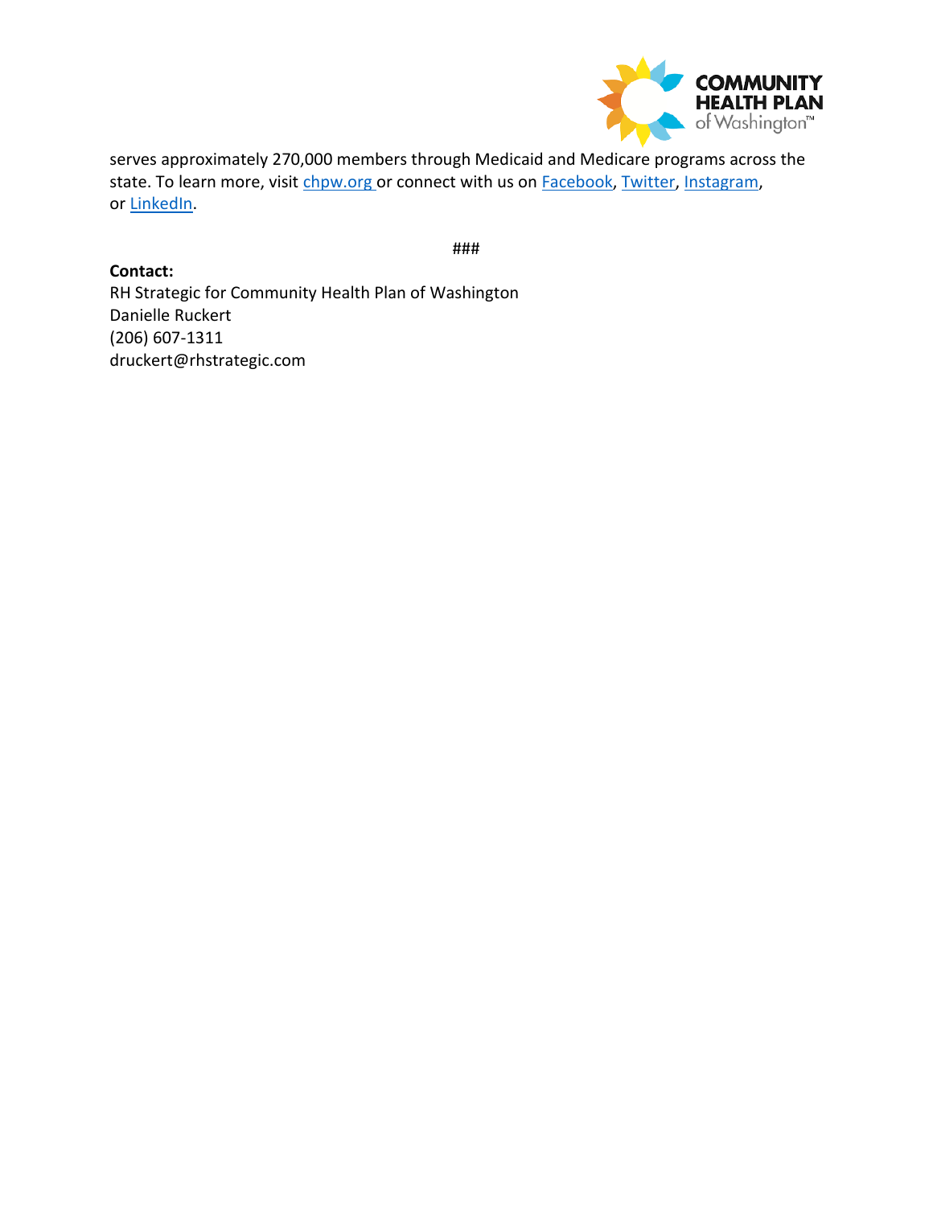serves approximately 270,000 members through Medicaid and Medicare programs across the state. To learn more, visit chpw.org or connect with us on Facebook, Twitter, Instagram, or LinkedIn.

###

**Contact:**
RH Strategic for Community Health Plan of Washington
Danielle Ruckert
(206) 607-1311
druckert@rhstrategic.com